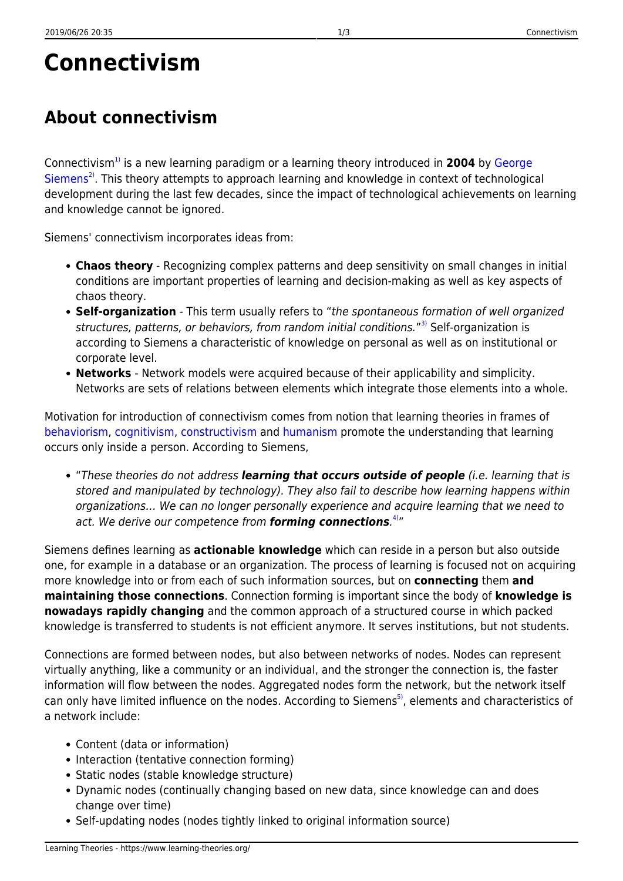# Connectivism

## About connectivism

Connectivism[1] is a new learning paradigm or a learning theory introduced in **2004** by George Siemens[2]. This theory attempts to approach learning and knowledge in context of technological development during the last few decades, since the impact of technological achievements on learning and knowledge cannot be ignored.

Siemens' connectivism incorporates ideas from:

- **Chaos theory** - Recognizing complex patterns and deep sensitivity on small changes in initial conditions are important properties of learning and decision-making as well as key aspects of chaos theory.
- **Self-organization** - This term usually refers to "*the spontaneous formation of well organized structures, patterns, or behaviors, from random initial conditions.*"[3] Self-organization is according to Siemens a characteristic of knowledge on personal as well as on institutional or corporate level.
- **Networks** - Network models were acquired because of their applicability and simplicity. Networks are sets of relations between elements which integrate those elements into a whole.

Motivation for introduction of connectivism comes from notion that learning theories in frames of behaviorism, cognitivism, constructivism and humanism promote the understanding that learning occurs only inside a person. According to Siemens,

- "*These theories do not address **learning that occurs outside of people** (i.e. learning that is stored and manipulated by technology). They also fail to describe how learning happens within organizations… We can no longer personally experience and acquire learning that we need to act. We derive our competence from **forming connections**.*[4]"

Siemens defines learning as **actionable knowledge** which can reside in a person but also outside one, for example in a database or an organization. The process of learning is focused not on acquiring more knowledge into or from each of such information sources, but on **connecting** them **and maintaining those connections**. Connection forming is important since the body of **knowledge is nowadays rapidly changing** and the common approach of a structured course in which packed knowledge is transferred to students is not efficient anymore. It serves institutions, but not students.

Connections are formed between nodes, but also between networks of nodes. Nodes can represent virtually anything, like a community or an individual, and the stronger the connection is, the faster information will flow between the nodes. Aggregated nodes form the network, but the network itself can only have limited influence on the nodes. According to Siemens[5], elements and characteristics of a network include:

- Content (data or information)
- Interaction (tentative connection forming)
- Static nodes (stable knowledge structure)
- Dynamic nodes (continually changing based on new data, since knowledge can and does change over time)
- Self-updating nodes (nodes tightly linked to original information source)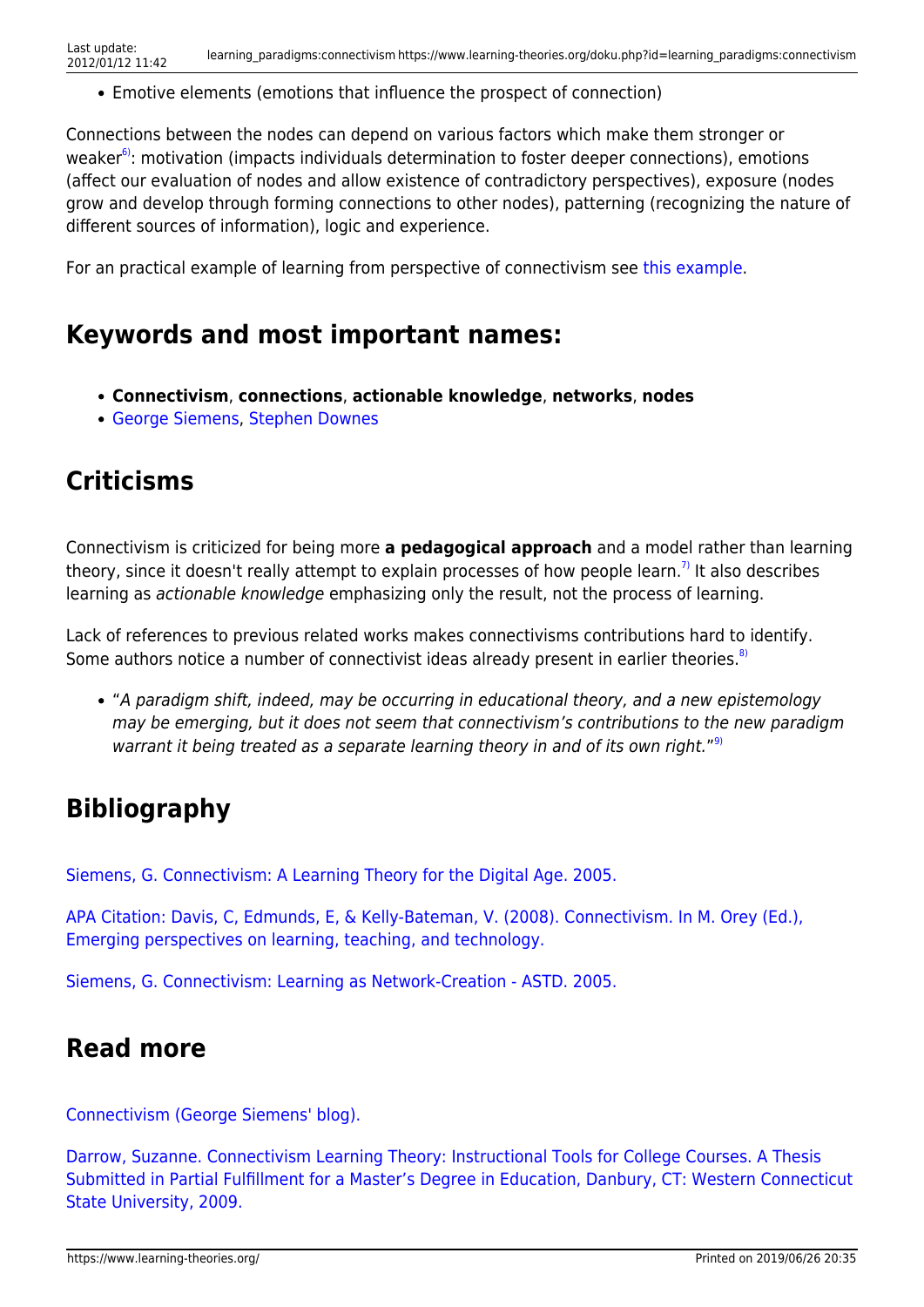- Emotive elements (emotions that influence the prospect of connection)

Connections between the nodes can depend on various factors which make them stronger or weaker[6]: motivation (impacts individuals determination to foster deeper connections), emotions (affect our evaluation of nodes and allow existence of contradictory perspectives), exposure (nodes grow and develop through forming connections to other nodes), patterning (recognizing the nature of different sources of information), logic and experience.

For an practical example of learning from perspective of connectivism see this example.

## Keywords and most important names:

- **Connectivism**, **connections**, **actionable knowledge**, **networks**, **nodes**
- George Siemens, Stephen Downes

## Criticisms

Connectivism is criticized for being more **a pedagogical approach** and a model rather than learning theory, since it doesn't really attempt to explain processes of how people learn.[7] It also describes learning as *actionable knowledge* emphasizing only the result, not the process of learning.

Lack of references to previous related works makes connectivisms contributions hard to identify. Some authors notice a number of connectivist ideas already present in earlier theories.[8]

- "*A paradigm shift, indeed, may be occurring in educational theory, and a new epistemology may be emerging, but it does not seem that connectivism's contributions to the new paradigm warrant it being treated as a separate learning theory in and of its own right.*"[9]

## Bibliography

Siemens, G. Connectivism: A Learning Theory for the Digital Age. 2005.

APA Citation: Davis, C, Edmunds, E, & Kelly-Bateman, V. (2008). Connectivism. In M. Orey (Ed.), Emerging perspectives on learning, teaching, and technology.

Siemens, G. Connectivism: Learning as Network-Creation - ASTD. 2005.

## Read more

Connectivism (George Siemens' blog).

Darrow, Suzanne. Connectivism Learning Theory: Instructional Tools for College Courses. A Thesis Submitted in Partial Fulfillment for a Master's Degree in Education, Danbury, CT: Western Connecticut State University, 2009.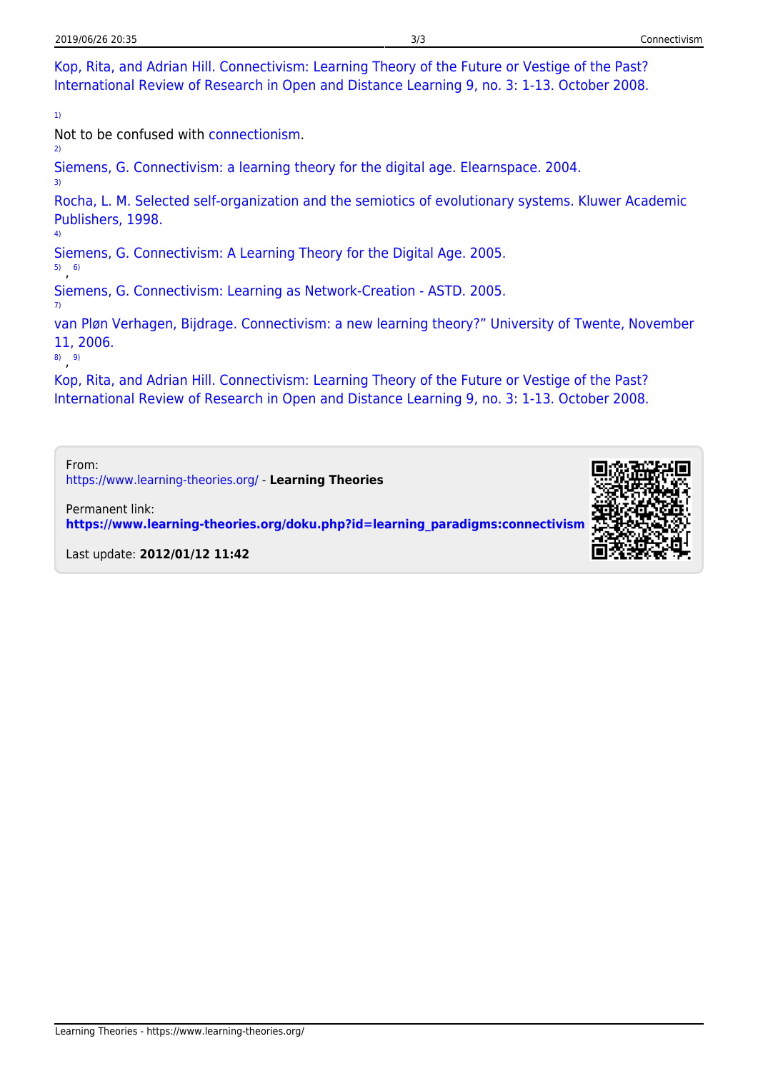Kop, Rita, and Adrian Hill. Connectivism: Learning Theory of the Future or Vestige of the Past? International Review of Research in Open and Distance Learning 9, no. 3: 1-13. October 2008.

[1]
Not to be confused with connectionism.

[2]
Siemens, G. Connectivism: a learning theory for the digital age. Elearnspace. 2004.

[3]
Rocha, L. M. Selected self-organization and the semiotics of evolutionary systems. Kluwer Academic Publishers, 1998.

[4]
Siemens, G. Connectivism: A Learning Theory for the Digital Age. 2005.

[5], [6]
Siemens, G. Connectivism: Learning as Network-Creation - ASTD. 2005.

[7]
van Pløn Verhagen, Bijdrage. Connectivism: a new learning theory?" University of Twente, November 11, 2006.

[8], [9]
Kop, Rita, and Adrian Hill. Connectivism: Learning Theory of the Future or Vestige of the Past? International Review of Research in Open and Distance Learning 9, no. 3: 1-13. October 2008.

From:
https://www.learning-theories.org/ - **Learning Theories**

Permanent link:
**https://www.learning-theories.org/doku.php?id=learning_paradigms:connectivism**

Last update: **2012/01/12 11:42**